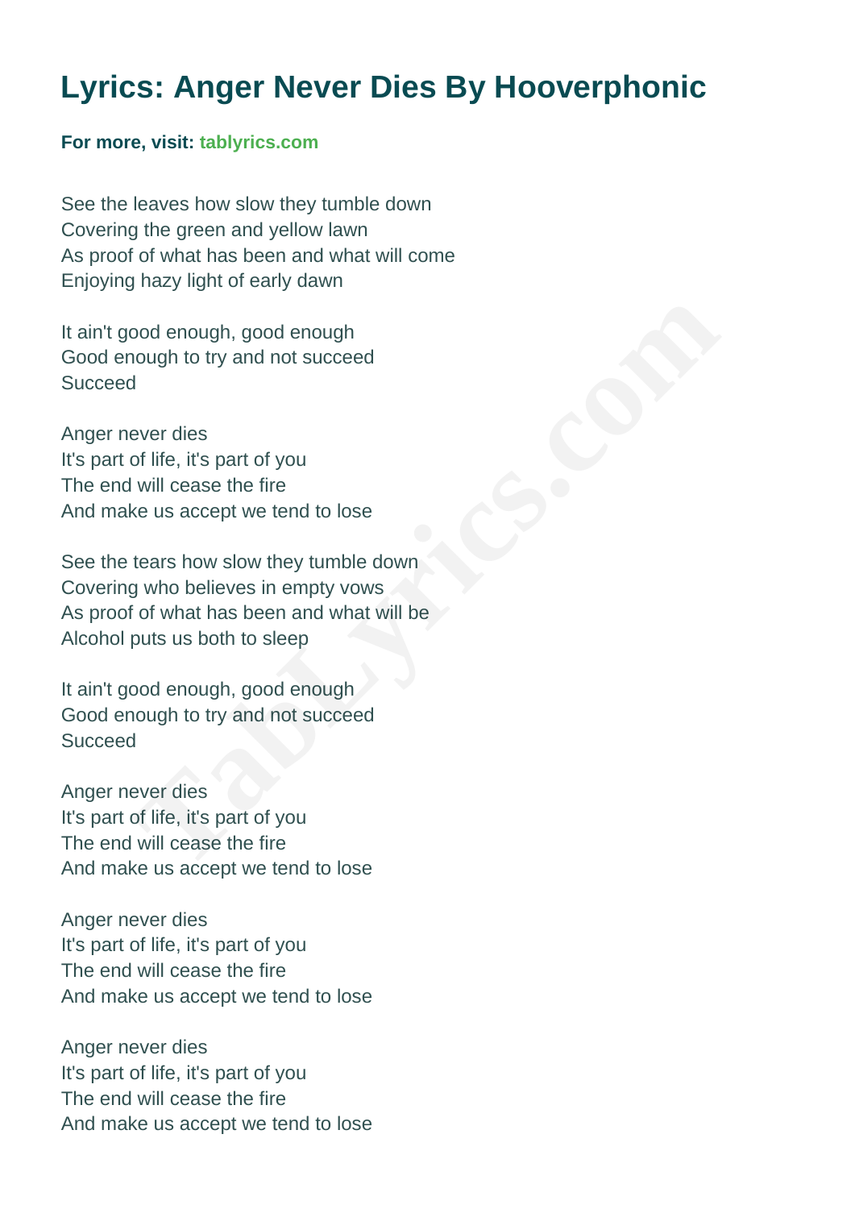# Lyrics: Anger Never Dies By Hooverphonic

**For more, visit: tablyrics.com**

See the leaves how slow they tumble down
Covering the green and yellow lawn
As proof of what has been and what will come
Enjoying hazy light of early dawn

It ain't good enough, good enough
Good enough to try and not succeed
Succeed

Anger never dies
It's part of life, it's part of you
The end will cease the fire
And make us accept we tend to lose

See the tears how slow they tumble down
Covering who believes in empty vows
As proof of what has been and what will be
Alcohol puts us both to sleep

It ain't good enough, good enough
Good enough to try and not succeed
Succeed

Anger never dies
It's part of life, it's part of you
The end will cease the fire
And make us accept we tend to lose

Anger never dies
It's part of life, it's part of you
The end will cease the fire
And make us accept we tend to lose

Anger never dies
It's part of life, it's part of you
The end will cease the fire
And make us accept we tend to lose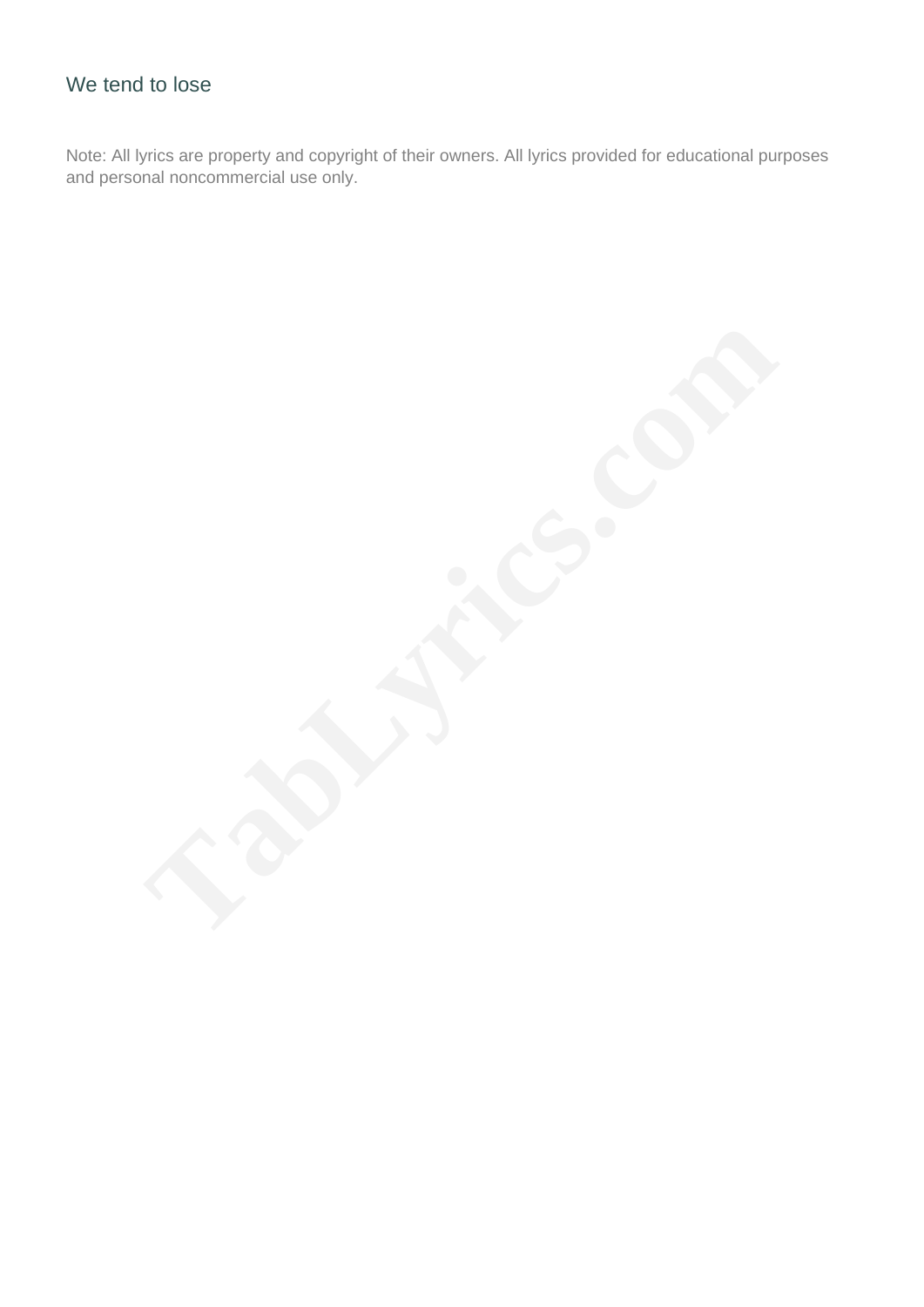We tend to lose

Note: All lyrics are property and copyright of their owners. All lyrics provided for educational purposes and personal noncommercial use only.